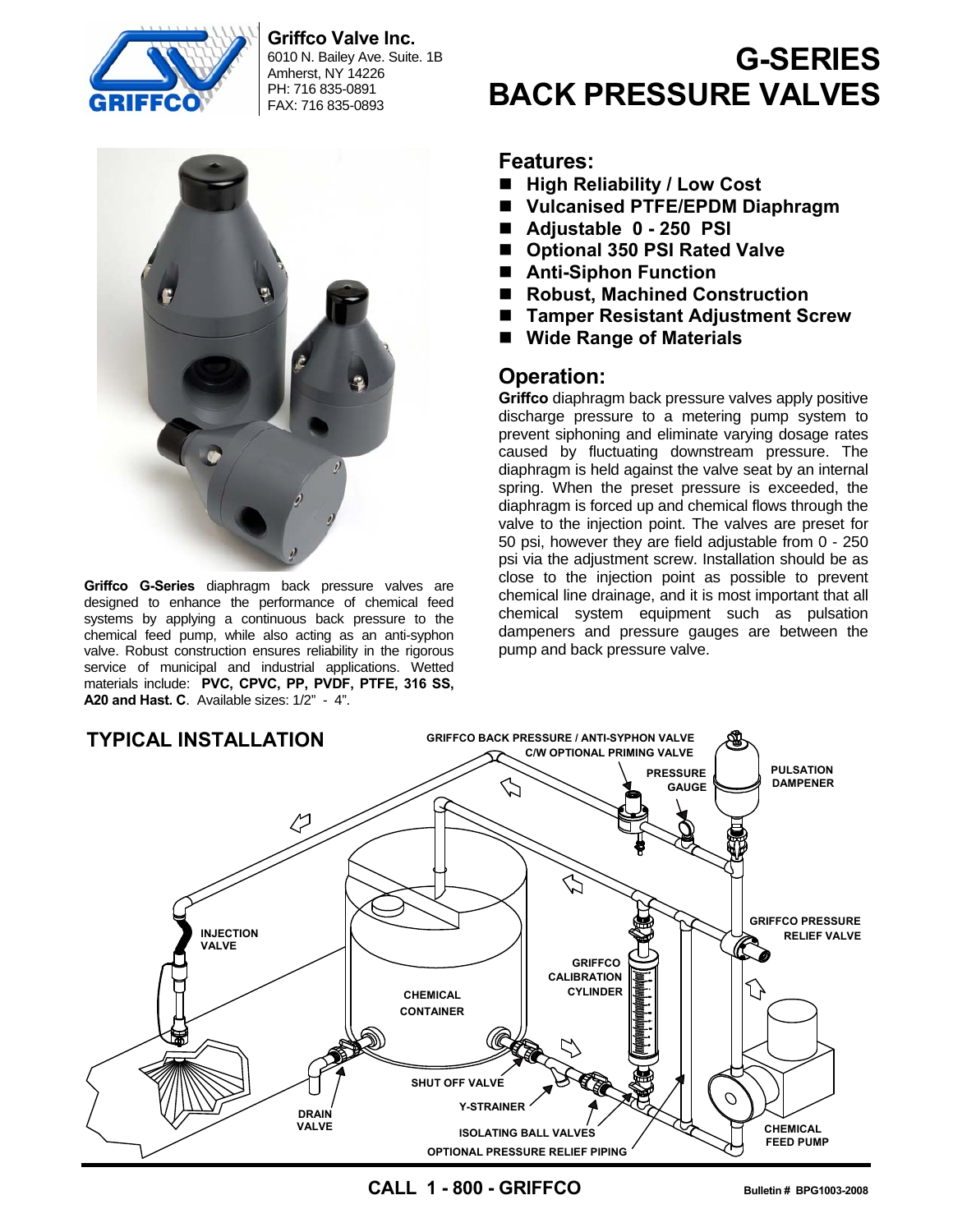**Griffco Valve Inc.**
6010 N. Bailey Ave. Suite. 1B
Amherst, NY 14226
PH: 716 835-0891
FAX: 716 835-0893

# G-SERIES BACK PRESSURE VALVES

**Griffco G-Series** diaphragm back pressure valves are designed to enhance the performance of chemical feed systems by applying a continuous back pressure to the chemical feed pump, while also acting as an anti-syphon valve. Robust construction ensures reliability in the rigorous service of municipal and industrial applications. Wetted materials include: **PVC, CPVC, PP, PVDF, PTFE, 316 SS, A20 and Hast. C**. Available sizes: 1/2" - 4".

## Features:

- **High Reliability / Low Cost**
- **Vulcanised PTFE/EPDM Diaphragm**
- **Adjustable 0 - 250 PSI**
- **Optional 350 PSI Rated Valve**
- **Anti-Siphon Function**
- **Robust, Machined Construction**
- **Tamper Resistant Adjustment Screw**
- **Wide Range of Materials**

## Operation:

**Griffco** diaphragm back pressure valves apply positive discharge pressure to a metering pump system to prevent siphoning and eliminate varying dosage rates caused by fluctuating downstream pressure. The diaphragm is held against the valve seat by an internal spring. When the preset pressure is exceeded, the diaphragm is forced up and chemical flows through the valve to the injection point. The valves are preset for 50 psi, however they are field adjustable from 0 - 250 psi via the adjustment screw. Installation should be as close to the injection point as possible to prevent chemical line drainage, and it is most important that all chemical system equipment such as pulsation dampeners and pressure gauges are between the pump and back pressure valve.

## TYPICAL INSTALLATION

GRIFFCO BACK PRESSURE / ANTI-SYPHON VALVE C/W OPTIONAL PRIMING VALVE
PRESSURE GAUGE
PULSATION DAMPENER
INJECTION VALVE
GRIFFCO PRESSURE RELIEF VALVE
GRIFFCO CALIBRATION CYLINDER
CHEMICAL CONTAINER
SHUT OFF VALVE
Y-STRAINER
DRAIN VALVE
ISOLATING BALL VALVES
OPTIONAL PRESSURE RELIEF PIPING
CHEMICAL FEED PUMP

**CALL 1 - 800 - GRIFFCO**

Bulletin # BPG1003-2008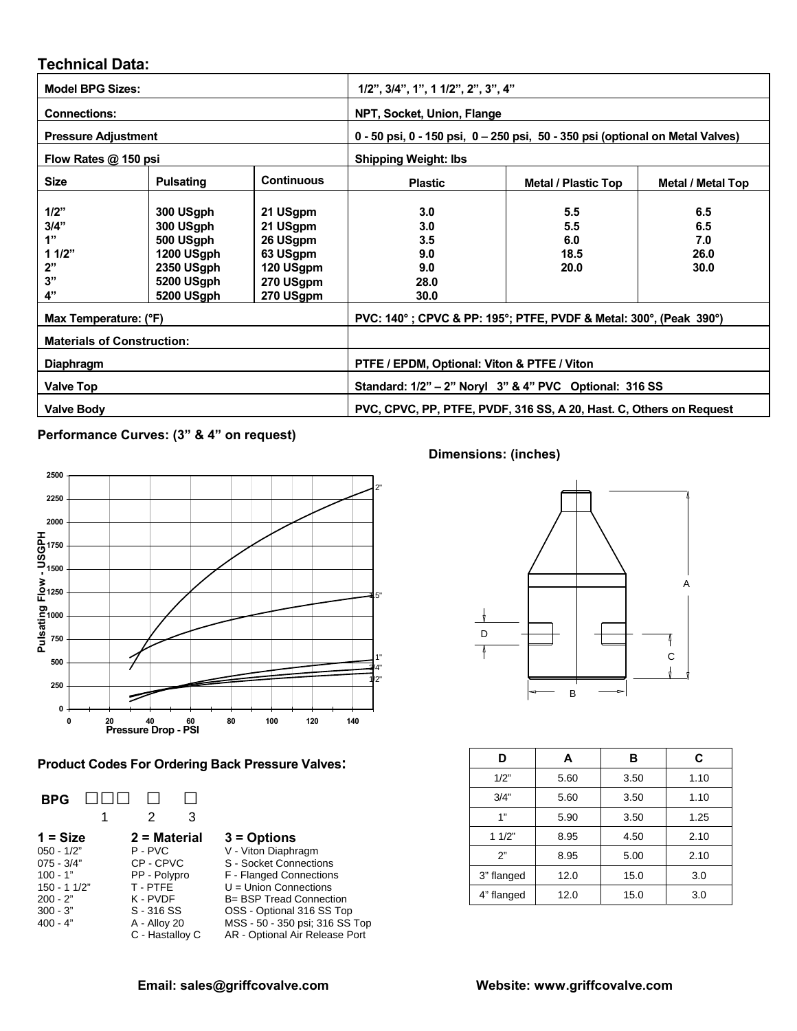## Technical Data:

| | | | | | |
|---|---|---|---|---|---|
| **Model BPG Sizes:** | | | **1/2", 3/4", 1", 1 1/2", 2", 3", 4"** | | |
| **Connections:** | | | **NPT, Socket, Union, Flange** | | |
| **Pressure Adjustment** | | | **0 - 50 psi, 0 - 150 psi, 0 – 250 psi, 50 - 350 psi (optional on Metal Valves)** | | |
| **Flow Rates @ 150 psi** | | | **Shipping Weight: lbs** | | |
| **Size** | **Pulsating** | **Continuous** | **Plastic** | **Metal / Plastic Top** | **Metal / Metal Top** |
| **1/2"** | **300 USgph** | **21 USgpm** | **3.0** | **5.5** | **6.5** |
| **3/4"** | **300 USgph** | **21 USgpm** | **3.0** | **5.5** | **6.5** |
| **1"** | **500 USgph** | **26 USgpm** | **3.5** | **6.0** | **7.0** |
| **1 1/2"** | **1200 USgph** | **63 USgpm** | **9.0** | **18.5** | **26.0** |
| **2"** | **2350 USgph** | **120 USgpm** | **9.0** | **20.0** | **30.0** |
| **3"** | **5200 USgph** | **270 USgpm** | **28.0** | | |
| **4"** | **5200 USgph** | **270 USgpm** | **30.0** | | |
| **Max Temperature: (°F)** | | | **PVC: 140° ; CPVC & PP: 195°; PTFE, PVDF & Metal: 300°, (Peak 390°)** | | |
| **Materials of Construction:** | | | | | |
| **Diaphragm** | | | **PTFE / EPDM, Optional: Viton & PTFE / Viton** | | |
| **Valve Top** | | | **Standard: 1/2" – 2" Noryl 3" & 4" PVC Optional: 316 SS** | | |
| **Valve Body** | | | **PVC, CPVC, PP, PTFE, PVDF, 316 SS, A 20, Hast. C, Others on Request** | | |

### Performance Curves: (3" & 4" on request)

Pulsating Flow - USGPH
2500
2250
2000
1750
1500
1250
1000
750
500
250
0
0 20 40 60 80 100 120 140
Pressure Drop - PSI
2"
1.5"
1"
3/4"
1/2"

### Dimensions: (inches)

A
D
C
B

| D | A | B | C |
|---|---|---|---|
| 1/2" | 5.60 | 3.50 | 1.10 |
| 3/4" | 5.60 | 3.50 | 1.10 |
| 1" | 5.90 | 3.50 | 1.25 |
| 1 1/2" | 8.95 | 4.50 | 2.10 |
| 2" | 8.95 | 5.00 | 2.10 |
| 3" flanged | 12.0 | 15.0 | 3.0 |
| 4" flanged | 12.0 | 15.0 | 3.0 |

### Product Codes For Ordering Back Pressure Valves:

**BPG** □□□ □ □
1 2 3

**1 = Size**
- 050 - 1/2"
- 075 - 3/4"
- 100 - 1"
- 150 - 1 1/2"
- 200 - 2"
- 300 - 3"
- 400 - 4"

**2 = Material**
- P - PVC
- CP - CPVC
- PP - Polypro
- T - PTFE
- K - PVDF
- S - 316 SS
- A - Alloy 20
- C - Hastalloy C

**3 = Options**
- V - Viton Diaphragm
- S - Socket Connections
- F - Flanged Connections
- U = Union Connections
- B= BSP Tread Connection
- OSS - Optional 316 SS Top
- MSS - 50 - 350 psi; 316 SS Top
- AR - Optional Air Release Port

**Email: sales@griffcovalve.com** **Website: www.griffcovalve.com**